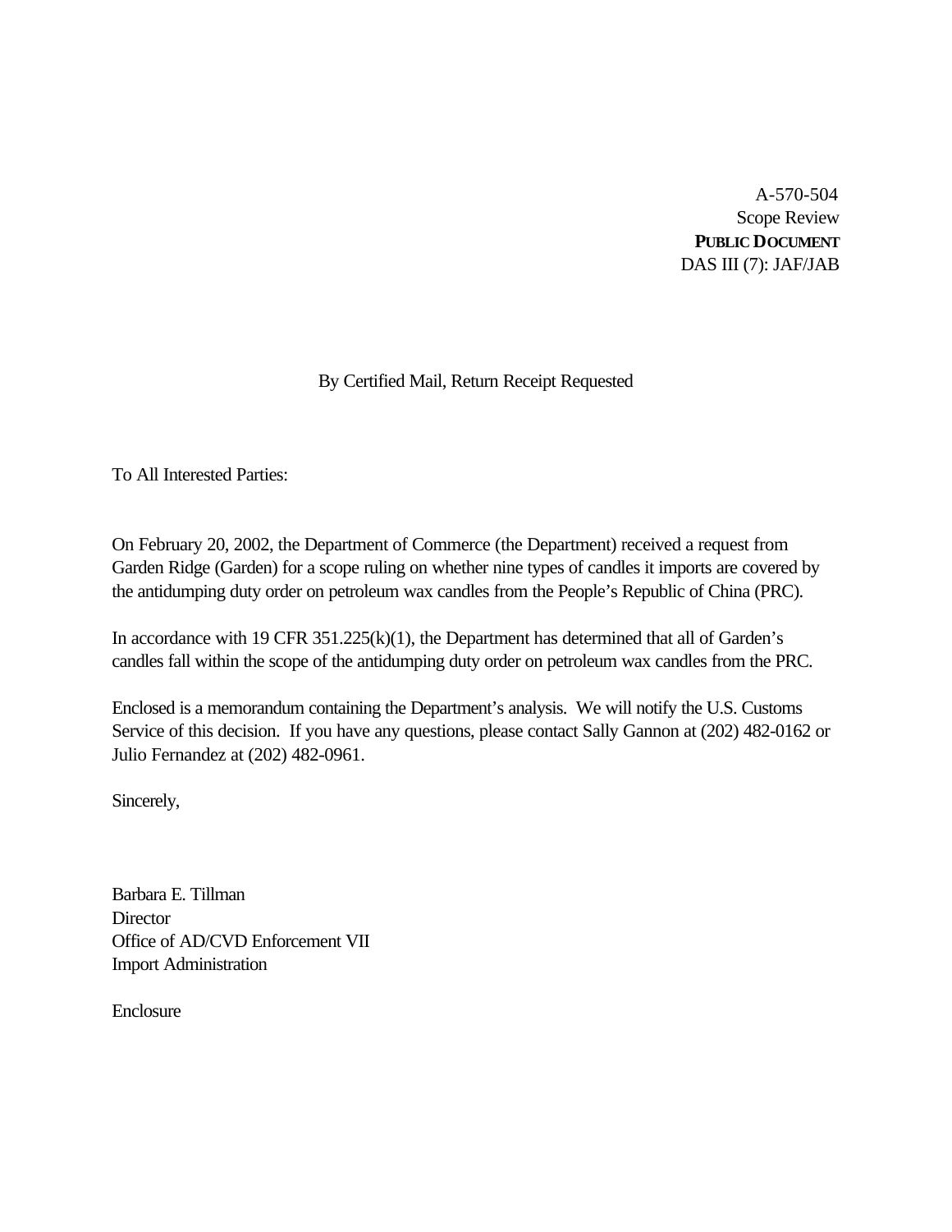A-570-504
Scope Review
**PUBLIC DOCUMENT**
DAS III (7): JAF/JAB

By Certified Mail, Return Receipt Requested

To All Interested Parties:

On February 20, 2002, the Department of Commerce (the Department) received a request from Garden Ridge (Garden) for a scope ruling on whether nine types of candles it imports are covered by the antidumping duty order on petroleum wax candles from the People's Republic of China (PRC).

In accordance with 19 CFR 351.225(k)(1), the Department has determined that all of Garden's candles fall within the scope of the antidumping duty order on petroleum wax candles from the PRC.

Enclosed is a memorandum containing the Department's analysis. We will notify the U.S. Customs Service of this decision. If you have any questions, please contact Sally Gannon at (202) 482-0162 or Julio Fernandez at (202) 482-0961.

Sincerely,

Barbara E. Tillman
Director
Office of AD/CVD Enforcement VII
Import Administration

Enclosure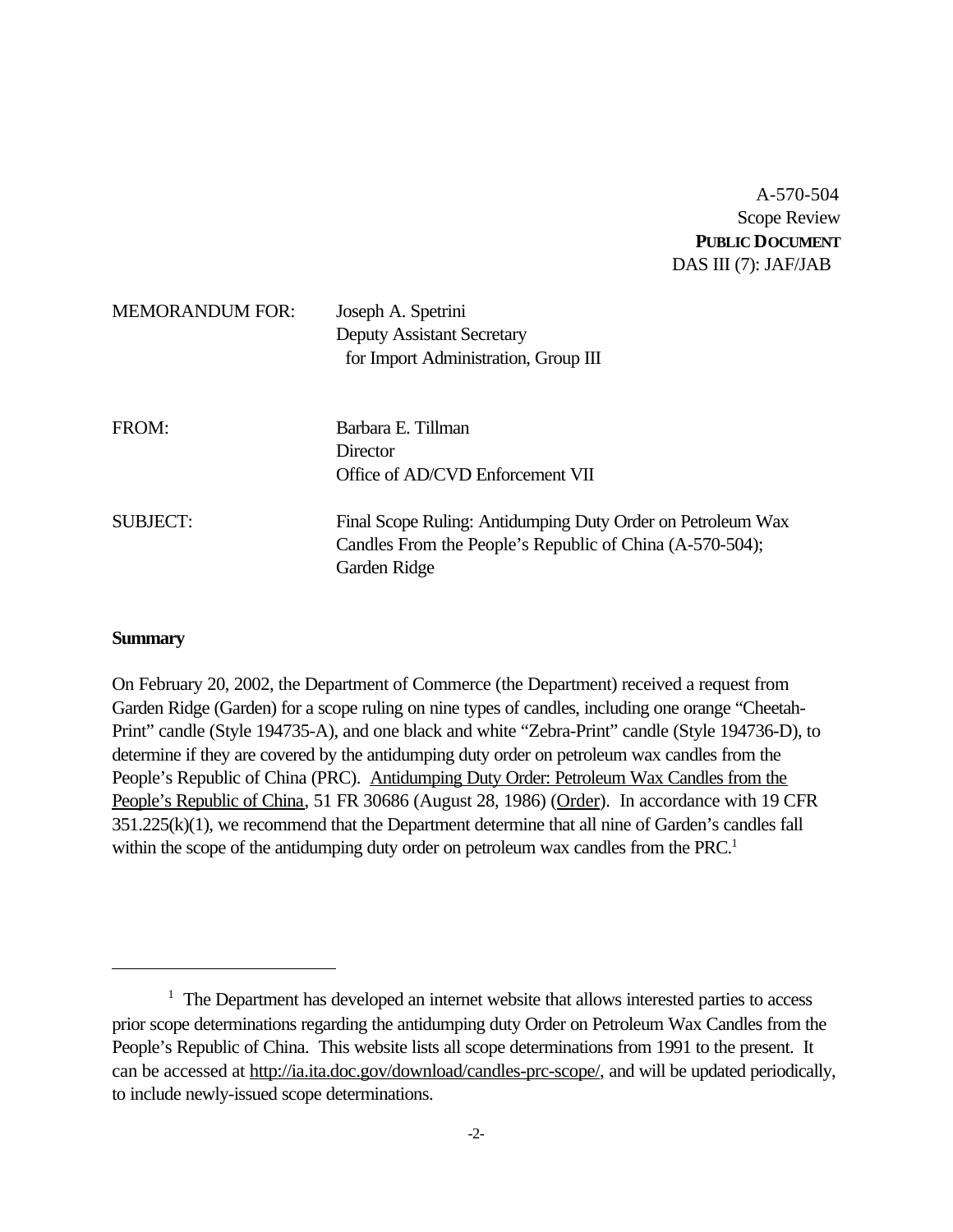A-570-504
Scope Review
**PUBLIC DOCUMENT**
DAS III (7): JAF/JAB

MEMORANDUM FOR: Joseph A. Spetrini
Deputy Assistant Secretary
for Import Administration, Group III

FROM: Barbara E. Tillman
Director
Office of AD/CVD Enforcement VII

SUBJECT: Final Scope Ruling: Antidumping Duty Order on Petroleum Wax Candles From the People's Republic of China (A-570-504); Garden Ridge

**Summary**

On February 20, 2002, the Department of Commerce (the Department) received a request from Garden Ridge (Garden) for a scope ruling on nine types of candles, including one orange "Cheetah-Print" candle (Style 194735-A), and one black and white "Zebra-Print" candle (Style 194736-D), to determine if they are covered by the antidumping duty order on petroleum wax candles from the People's Republic of China (PRC). Antidumping Duty Order: Petroleum Wax Candles from the People's Republic of China, 51 FR 30686 (August 28, 1986) (Order). In accordance with 19 CFR 351.225(k)(1), we recommend that the Department determine that all nine of Garden's candles fall within the scope of the antidumping duty order on petroleum wax candles from the PRC.[1]

---

[1] The Department has developed an internet website that allows interested parties to access prior scope determinations regarding the antidumping duty Order on Petroleum Wax Candles from the People's Republic of China. This website lists all scope determinations from 1991 to the present. It can be accessed at http://ia.ita.doc.gov/download/candles-prc-scope/, and will be updated periodically, to include newly-issued scope determinations.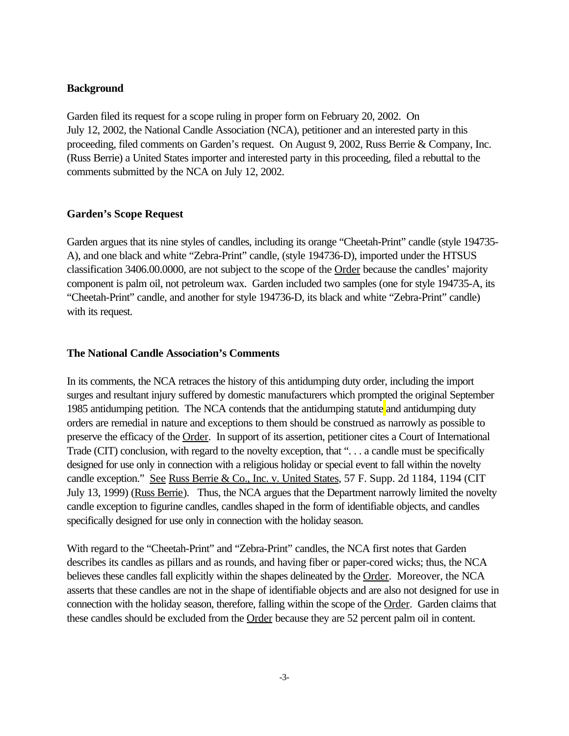**Background**

Garden filed its request for a scope ruling in proper form on February 20, 2002. On July 12, 2002, the National Candle Association (NCA), petitioner and an interested party in this proceeding, filed comments on Garden's request. On August 9, 2002, Russ Berrie & Company, Inc. (Russ Berrie) a United States importer and interested party in this proceeding, filed a rebuttal to the comments submitted by the NCA on July 12, 2002.

**Garden's Scope Request**

Garden argues that its nine styles of candles, including its orange "Cheetah-Print" candle (style 194735-A), and one black and white "Zebra-Print" candle, (style 194736-D), imported under the HTSUS classification 3406.00.0000, are not subject to the scope of the Order because the candles' majority component is palm oil, not petroleum wax. Garden included two samples (one for style 194735-A, its "Cheetah-Print" candle, and another for style 194736-D, its black and white "Zebra-Print" candle) with its request.

**The National Candle Association's Comments**

In its comments, the NCA retraces the history of this antidumping duty order, including the import surges and resultant injury suffered by domestic manufacturers which prompted the original September 1985 antidumping petition. The NCA contends that the antidumping statute and antidumping duty orders are remedial in nature and exceptions to them should be construed as narrowly as possible to preserve the efficacy of the Order. In support of its assertion, petitioner cites a Court of International Trade (CIT) conclusion, with regard to the novelty exception, that ". . . a candle must be specifically designed for use only in connection with a religious holiday or special event to fall within the novelty candle exception." See Russ Berrie & Co., Inc. v. United States, 57 F. Supp. 2d 1184, 1194 (CIT July 13, 1999) (Russ Berrie). Thus, the NCA argues that the Department narrowly limited the novelty candle exception to figurine candles, candles shaped in the form of identifiable objects, and candles specifically designed for use only in connection with the holiday season.

With regard to the "Cheetah-Print" and "Zebra-Print" candles, the NCA first notes that Garden describes its candles as pillars and as rounds, and having fiber or paper-cored wicks; thus, the NCA believes these candles fall explicitly within the shapes delineated by the Order. Moreover, the NCA asserts that these candles are not in the shape of identifiable objects and are also not designed for use in connection with the holiday season, therefore, falling within the scope of the Order. Garden claims that these candles should be excluded from the Order because they are 52 percent palm oil in content.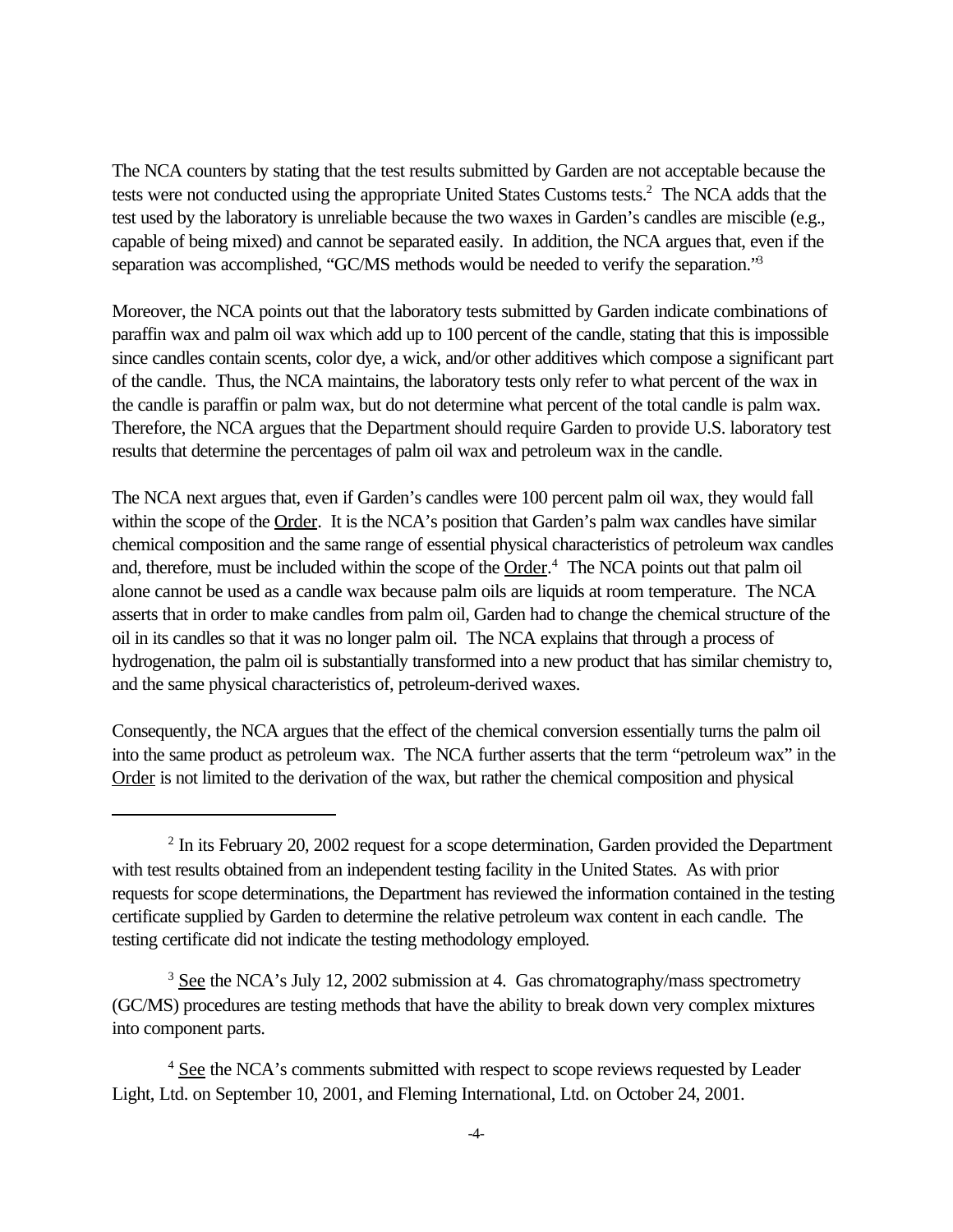The NCA counters by stating that the test results submitted by Garden are not acceptable because the tests were not conducted using the appropriate United States Customs tests.[2] The NCA adds that the test used by the laboratory is unreliable because the two waxes in Garden's candles are miscible (e.g., capable of being mixed) and cannot be separated easily. In addition, the NCA argues that, even if the separation was accomplished, "GC/MS methods would be needed to verify the separation."[3]

Moreover, the NCA points out that the laboratory tests submitted by Garden indicate combinations of paraffin wax and palm oil wax which add up to 100 percent of the candle, stating that this is impossible since candles contain scents, color dye, a wick, and/or other additives which compose a significant part of the candle. Thus, the NCA maintains, the laboratory tests only refer to what percent of the wax in the candle is paraffin or palm wax, but do not determine what percent of the total candle is palm wax. Therefore, the NCA argues that the Department should require Garden to provide U.S. laboratory test results that determine the percentages of palm oil wax and petroleum wax in the candle.

The NCA next argues that, even if Garden's candles were 100 percent palm oil wax, they would fall within the scope of the Order. It is the NCA's position that Garden's palm wax candles have similar chemical composition and the same range of essential physical characteristics of petroleum wax candles and, therefore, must be included within the scope of the Order.[4] The NCA points out that palm oil alone cannot be used as a candle wax because palm oils are liquids at room temperature. The NCA asserts that in order to make candles from palm oil, Garden had to change the chemical structure of the oil in its candles so that it was no longer palm oil. The NCA explains that through a process of hydrogenation, the palm oil is substantially transformed into a new product that has similar chemistry to, and the same physical characteristics of, petroleum-derived waxes.

Consequently, the NCA argues that the effect of the chemical conversion essentially turns the palm oil into the same product as petroleum wax. The NCA further asserts that the term "petroleum wax" in the Order is not limited to the derivation of the wax, but rather the chemical composition and physical

---

[2] In its February 20, 2002 request for a scope determination, Garden provided the Department with test results obtained from an independent testing facility in the United States. As with prior requests for scope determinations, the Department has reviewed the information contained in the testing certificate supplied by Garden to determine the relative petroleum wax content in each candle. The testing certificate did not indicate the testing methodology employed.

[3] See the NCA's July 12, 2002 submission at 4. Gas chromatography/mass spectrometry (GC/MS) procedures are testing methods that have the ability to break down very complex mixtures into component parts.

[4] See the NCA's comments submitted with respect to scope reviews requested by Leader Light, Ltd. on September 10, 2001, and Fleming International, Ltd. on October 24, 2001.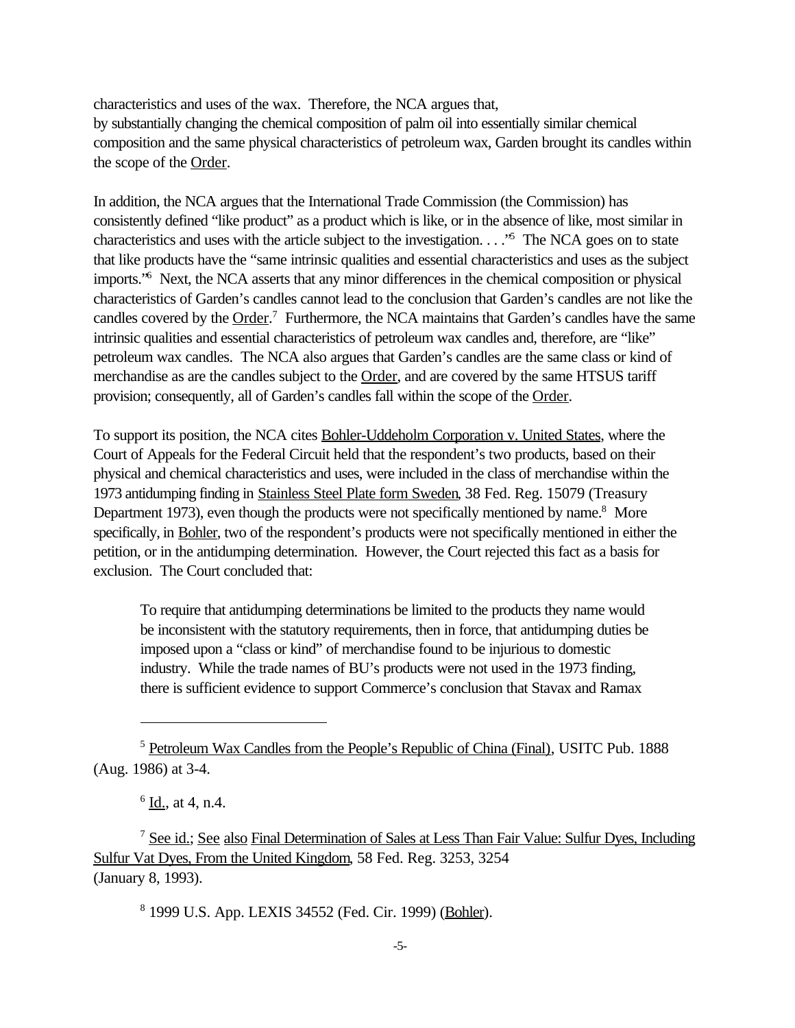characteristics and uses of the wax. Therefore, the NCA argues that,
by substantially changing the chemical composition of palm oil into essentially similar chemical composition and the same physical characteristics of petroleum wax, Garden brought its candles within the scope of the Order.

In addition, the NCA argues that the International Trade Commission (the Commission) has consistently defined "like product" as a product which is like, or in the absence of like, most similar in characteristics and uses with the article subject to the investigation. . . ."[5] The NCA goes on to state that like products have the "same intrinsic qualities and essential characteristics and uses as the subject imports."[6] Next, the NCA asserts that any minor differences in the chemical composition or physical characteristics of Garden's candles cannot lead to the conclusion that Garden's candles are not like the candles covered by the Order.[7] Furthermore, the NCA maintains that Garden's candles have the same intrinsic qualities and essential characteristics of petroleum wax candles and, therefore, are "like" petroleum wax candles. The NCA also argues that Garden's candles are the same class or kind of merchandise as are the candles subject to the Order, and are covered by the same HTSUS tariff provision; consequently, all of Garden's candles fall within the scope of the Order.

To support its position, the NCA cites Bohler-Uddeholm Corporation v. United States, where the Court of Appeals for the Federal Circuit held that the respondent's two products, based on their physical and chemical characteristics and uses, were included in the class of merchandise within the 1973 antidumping finding in Stainless Steel Plate form Sweden, 38 Fed. Reg. 15079 (Treasury Department 1973), even though the products were not specifically mentioned by name.[8] More specifically, in Bohler, two of the respondent's products were not specifically mentioned in either the petition, or in the antidumping determination. However, the Court rejected this fact as a basis for exclusion. The Court concluded that:

> To require that antidumping determinations be limited to the products they name would be inconsistent with the statutory requirements, then in force, that antidumping duties be imposed upon a "class or kind" of merchandise found to be injurious to domestic industry. While the trade names of BU's products were not used in the 1973 finding, there is sufficient evidence to support Commerce's conclusion that Stavax and Ramax

---

[5] Petroleum Wax Candles from the People's Republic of China (Final), USITC Pub. 1888 (Aug. 1986) at 3-4.

[6] Id., at 4, n.4.

[7] See id.; See also Final Determination of Sales at Less Than Fair Value: Sulfur Dyes, Including Sulfur Vat Dyes, From the United Kingdom, 58 Fed. Reg. 3253, 3254 (January 8, 1993).

[8] 1999 U.S. App. LEXIS 34552 (Fed. Cir. 1999) (Bohler).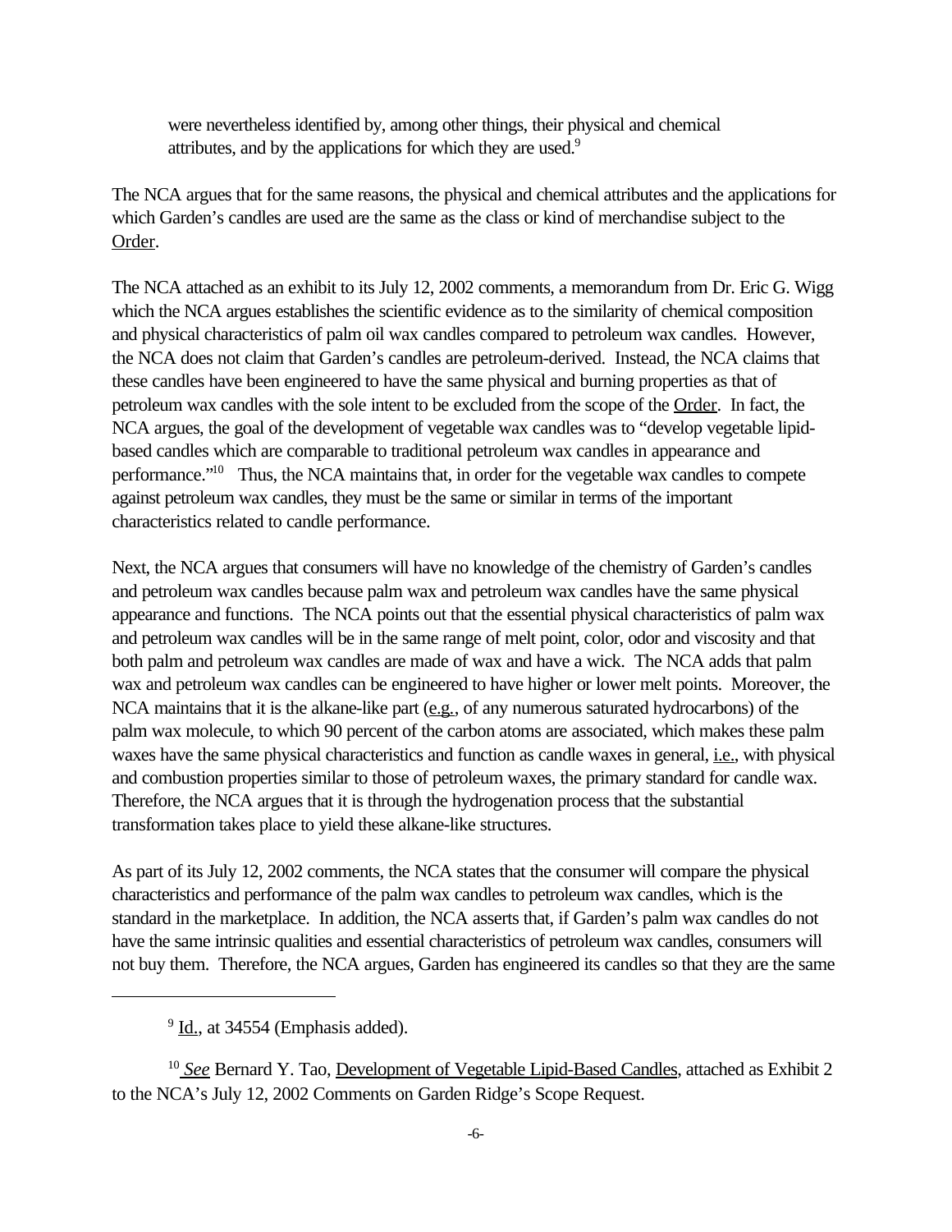were nevertheless identified by, among other things, their physical and chemical attributes, and by the applications for which they are used.[9]

The NCA argues that for the same reasons, the physical and chemical attributes and the applications for which Garden's candles are used are the same as the class or kind of merchandise subject to the Order.

The NCA attached as an exhibit to its July 12, 2002 comments, a memorandum from Dr. Eric G. Wigg which the NCA argues establishes the scientific evidence as to the similarity of chemical composition and physical characteristics of palm oil wax candles compared to petroleum wax candles. However, the NCA does not claim that Garden's candles are petroleum-derived. Instead, the NCA claims that these candles have been engineered to have the same physical and burning properties as that of petroleum wax candles with the sole intent to be excluded from the scope of the Order. In fact, the NCA argues, the goal of the development of vegetable wax candles was to "develop vegetable lipid-based candles which are comparable to traditional petroleum wax candles in appearance and performance."[10] Thus, the NCA maintains that, in order for the vegetable wax candles to compete against petroleum wax candles, they must be the same or similar in terms of the important characteristics related to candle performance.

Next, the NCA argues that consumers will have no knowledge of the chemistry of Garden's candles and petroleum wax candles because palm wax and petroleum wax candles have the same physical appearance and functions. The NCA points out that the essential physical characteristics of palm wax and petroleum wax candles will be in the same range of melt point, color, odor and viscosity and that both palm and petroleum wax candles are made of wax and have a wick. The NCA adds that palm wax and petroleum wax candles can be engineered to have higher or lower melt points. Moreover, the NCA maintains that it is the alkane-like part (e.g., of any numerous saturated hydrocarbons) of the palm wax molecule, to which 90 percent of the carbon atoms are associated, which makes these palm waxes have the same physical characteristics and function as candle waxes in general, i.e., with physical and combustion properties similar to those of petroleum waxes, the primary standard for candle wax. Therefore, the NCA argues that it is through the hydrogenation process that the substantial transformation takes place to yield these alkane-like structures.

As part of its July 12, 2002 comments, the NCA states that the consumer will compare the physical characteristics and performance of the palm wax candles to petroleum wax candles, which is the standard in the marketplace. In addition, the NCA asserts that, if Garden's palm wax candles do not have the same intrinsic qualities and essential characteristics of petroleum wax candles, consumers will not buy them. Therefore, the NCA argues, Garden has engineered its candles so that they are the same

---

[9] Id., at 34554 (Emphasis added).

[10] *See* Bernard Y. Tao, Development of Vegetable Lipid-Based Candles, attached as Exhibit 2 to the NCA's July 12, 2002 Comments on Garden Ridge's Scope Request.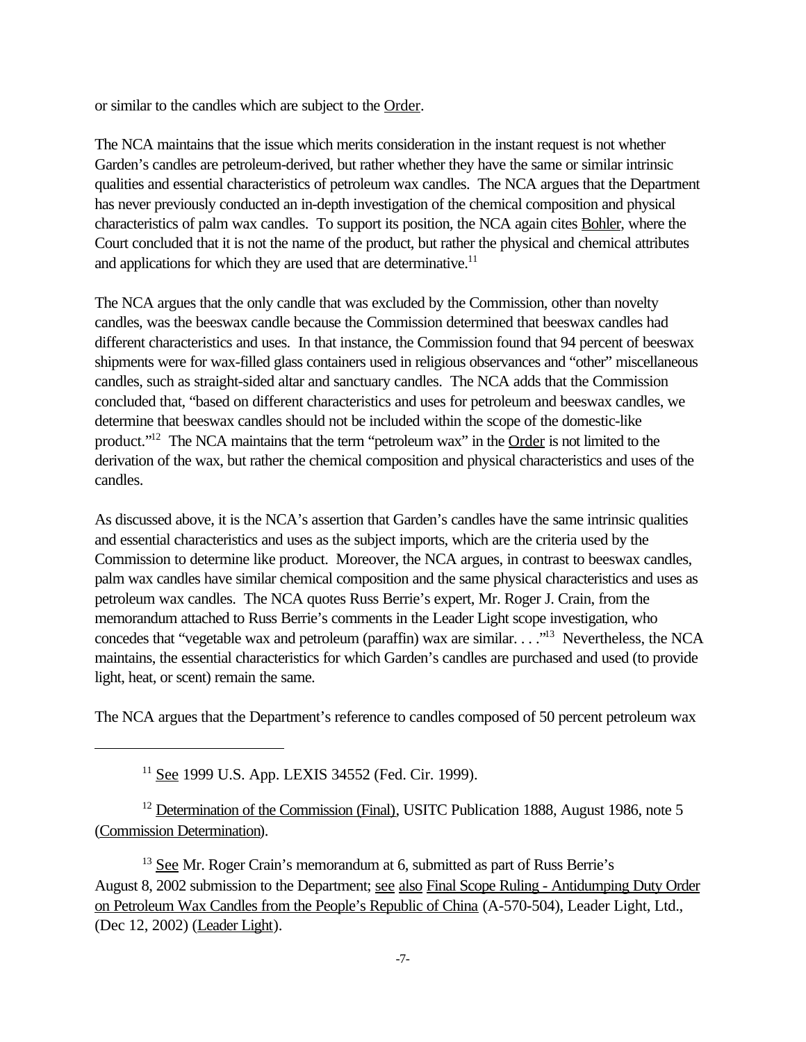or similar to the candles which are subject to the Order.

The NCA maintains that the issue which merits consideration in the instant request is not whether Garden's candles are petroleum-derived, but rather whether they have the same or similar intrinsic qualities and essential characteristics of petroleum wax candles. The NCA argues that the Department has never previously conducted an in-depth investigation of the chemical composition and physical characteristics of palm wax candles. To support its position, the NCA again cites Bohler, where the Court concluded that it is not the name of the product, but rather the physical and chemical attributes and applications for which they are used that are determinative.[11]

The NCA argues that the only candle that was excluded by the Commission, other than novelty candles, was the beeswax candle because the Commission determined that beeswax candles had different characteristics and uses. In that instance, the Commission found that 94 percent of beeswax shipments were for wax-filled glass containers used in religious observances and "other" miscellaneous candles, such as straight-sided altar and sanctuary candles. The NCA adds that the Commission concluded that, "based on different characteristics and uses for petroleum and beeswax candles, we determine that beeswax candles should not be included within the scope of the domestic-like product."[12] The NCA maintains that the term "petroleum wax" in the Order is not limited to the derivation of the wax, but rather the chemical composition and physical characteristics and uses of the candles.

As discussed above, it is the NCA's assertion that Garden's candles have the same intrinsic qualities and essential characteristics and uses as the subject imports, which are the criteria used by the Commission to determine like product. Moreover, the NCA argues, in contrast to beeswax candles, palm wax candles have similar chemical composition and the same physical characteristics and uses as petroleum wax candles. The NCA quotes Russ Berrie's expert, Mr. Roger J. Crain, from the memorandum attached to Russ Berrie's comments in the Leader Light scope investigation, who concedes that "vegetable wax and petroleum (paraffin) wax are similar. . . ."[13] Nevertheless, the NCA maintains, the essential characteristics for which Garden's candles are purchased and used (to provide light, heat, or scent) remain the same.

The NCA argues that the Department's reference to candles composed of 50 percent petroleum wax

---

[11] See 1999 U.S. App. LEXIS 34552 (Fed. Cir. 1999).

[12] Determination of the Commission (Final), USITC Publication 1888, August 1986, note 5 (Commission Determination).

[13] See Mr. Roger Crain's memorandum at 6, submitted as part of Russ Berrie's August 8, 2002 submission to the Department; see also Final Scope Ruling - Antidumping Duty Order on Petroleum Wax Candles from the People's Republic of China (A-570-504), Leader Light, Ltd., (Dec 12, 2002) (Leader Light).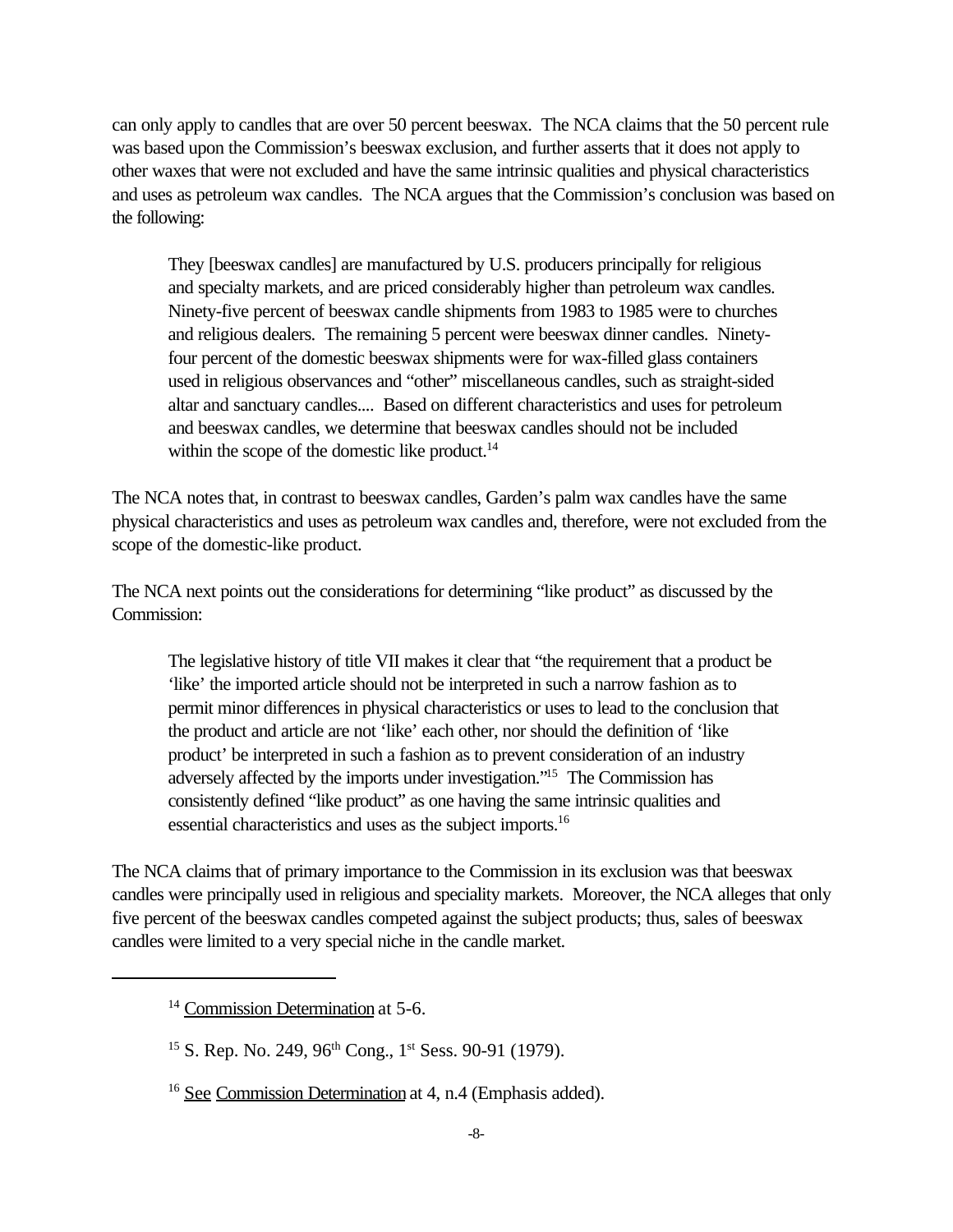can only apply to candles that are over 50 percent beeswax. The NCA claims that the 50 percent rule was based upon the Commission's beeswax exclusion, and further asserts that it does not apply to other waxes that were not excluded and have the same intrinsic qualities and physical characteristics and uses as petroleum wax candles. The NCA argues that the Commission's conclusion was based on the following:

> They [beeswax candles] are manufactured by U.S. producers principally for religious and specialty markets, and are priced considerably higher than petroleum wax candles. Ninety-five percent of beeswax candle shipments from 1983 to 1985 were to churches and religious dealers. The remaining 5 percent were beeswax dinner candles. Ninety-four percent of the domestic beeswax shipments were for wax-filled glass containers used in religious observances and "other" miscellaneous candles, such as straight-sided altar and sanctuary candles.... Based on different characteristics and uses for petroleum and beeswax candles, we determine that beeswax candles should not be included within the scope of the domestic like product.[14]

The NCA notes that, in contrast to beeswax candles, Garden's palm wax candles have the same physical characteristics and uses as petroleum wax candles and, therefore, were not excluded from the scope of the domestic-like product.

The NCA next points out the considerations for determining "like product" as discussed by the Commission:

> The legislative history of title VII makes it clear that "the requirement that a product be 'like' the imported article should not be interpreted in such a narrow fashion as to permit minor differences in physical characteristics or uses to lead to the conclusion that the product and article are not 'like' each other, nor should the definition of 'like product' be interpreted in such a fashion as to prevent consideration of an industry adversely affected by the imports under investigation."[15] The Commission has consistently defined "like product" as one having the same intrinsic qualities and essential characteristics and uses as the subject imports.[16]

The NCA claims that of primary importance to the Commission in its exclusion was that beeswax candles were principally used in religious and speciality markets. Moreover, the NCA alleges that only five percent of the beeswax candles competed against the subject products; thus, sales of beeswax candles were limited to a very special niche in the candle market.

---

[14] Commission Determination at 5-6.

[15] S. Rep. No. 249, 96th Cong., 1st Sess. 90-91 (1979).

[16] See Commission Determination at 4, n.4 (Emphasis added).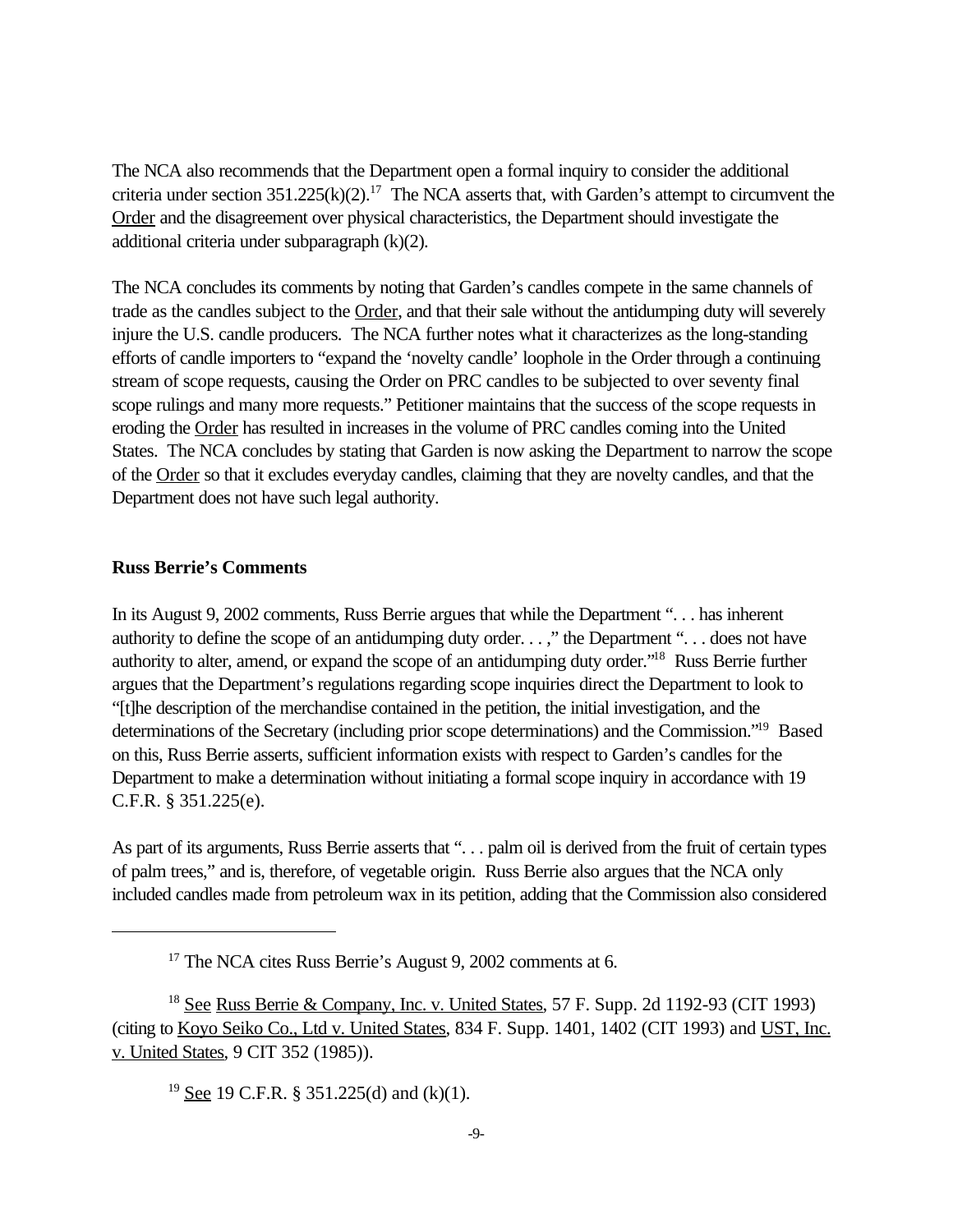The NCA also recommends that the Department open a formal inquiry to consider the additional criteria under section 351.225(k)(2).[17] The NCA asserts that, with Garden's attempt to circumvent the Order and the disagreement over physical characteristics, the Department should investigate the additional criteria under subparagraph (k)(2).

The NCA concludes its comments by noting that Garden's candles compete in the same channels of trade as the candles subject to the Order, and that their sale without the antidumping duty will severely injure the U.S. candle producers. The NCA further notes what it characterizes as the long-standing efforts of candle importers to "expand the 'novelty candle' loophole in the Order through a continuing stream of scope requests, causing the Order on PRC candles to be subjected to over seventy final scope rulings and many more requests." Petitioner maintains that the success of the scope requests in eroding the Order has resulted in increases in the volume of PRC candles coming into the United States. The NCA concludes by stating that Garden is now asking the Department to narrow the scope of the Order so that it excludes everyday candles, claiming that they are novelty candles, and that the Department does not have such legal authority.

**Russ Berrie's Comments**

In its August 9, 2002 comments, Russ Berrie argues that while the Department ". . . has inherent authority to define the scope of an antidumping duty order. . . ," the Department ". . . does not have authority to alter, amend, or expand the scope of an antidumping duty order."[18] Russ Berrie further argues that the Department's regulations regarding scope inquiries direct the Department to look to "[t]he description of the merchandise contained in the petition, the initial investigation, and the determinations of the Secretary (including prior scope determinations) and the Commission."[19] Based on this, Russ Berrie asserts, sufficient information exists with respect to Garden's candles for the Department to make a determination without initiating a formal scope inquiry in accordance with 19 C.F.R. § 351.225(e).

As part of its arguments, Russ Berrie asserts that ". . . palm oil is derived from the fruit of certain types of palm trees," and is, therefore, of vegetable origin. Russ Berrie also argues that the NCA only included candles made from petroleum wax in its petition, adding that the Commission also considered

---

[17] The NCA cites Russ Berrie's August 9, 2002 comments at 6.

[18] See Russ Berrie & Company, Inc. v. United States, 57 F. Supp. 2d 1192-93 (CIT 1993) (citing to Koyo Seiko Co., Ltd v. United States, 834 F. Supp. 1401, 1402 (CIT 1993) and UST, Inc. v. United States, 9 CIT 352 (1985)).

[19] See 19 C.F.R. § 351.225(d) and (k)(1).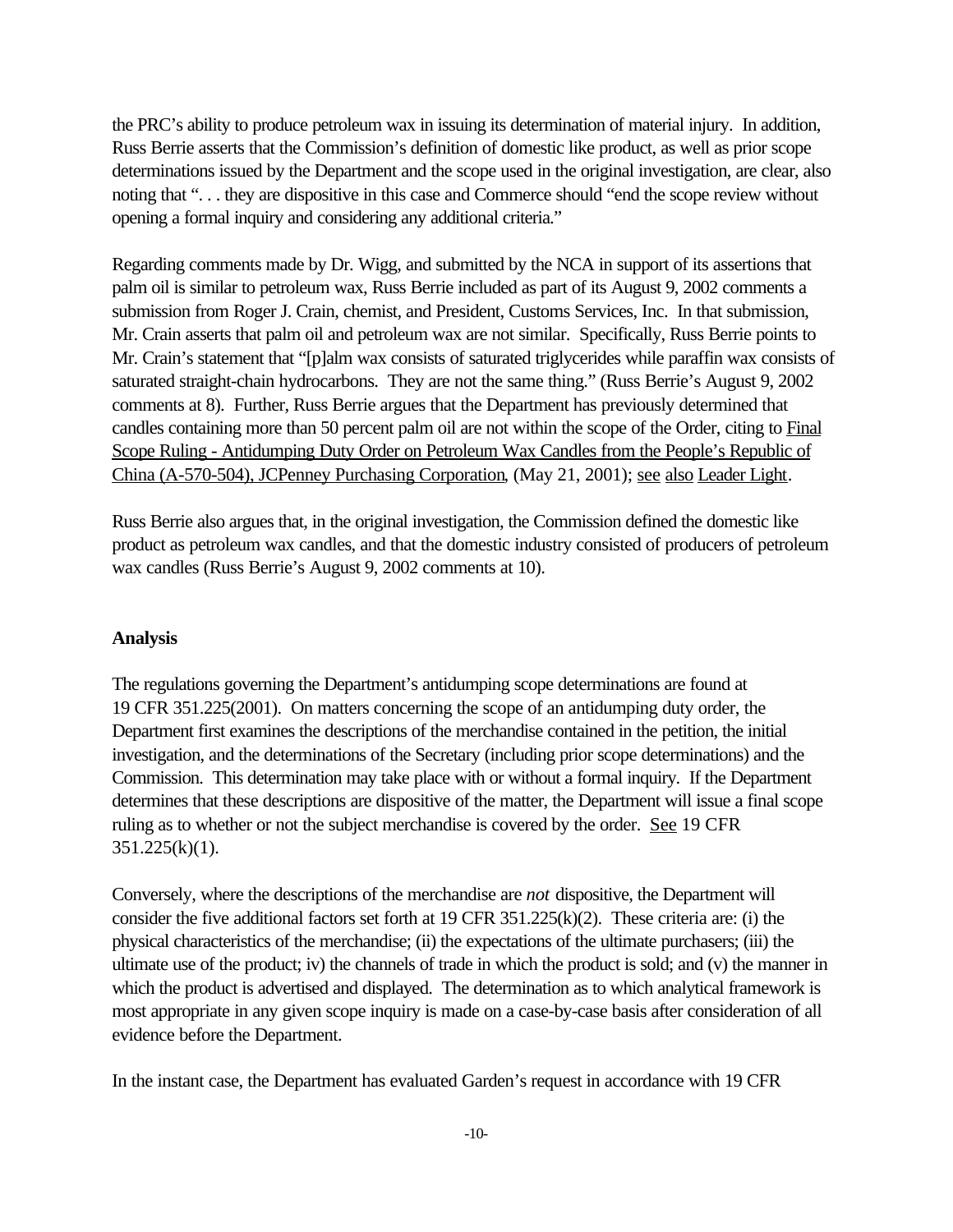the PRC's ability to produce petroleum wax in issuing its determination of material injury. In addition, Russ Berrie asserts that the Commission's definition of domestic like product, as well as prior scope determinations issued by the Department and the scope used in the original investigation, are clear, also noting that ". . . they are dispositive in this case and Commerce should "end the scope review without opening a formal inquiry and considering any additional criteria."

Regarding comments made by Dr. Wigg, and submitted by the NCA in support of its assertions that palm oil is similar to petroleum wax, Russ Berrie included as part of its August 9, 2002 comments a submission from Roger J. Crain, chemist, and President, Customs Services, Inc. In that submission, Mr. Crain asserts that palm oil and petroleum wax are not similar. Specifically, Russ Berrie points to Mr. Crain's statement that "[p]alm wax consists of saturated triglycerides while paraffin wax consists of saturated straight-chain hydrocarbons. They are not the same thing." (Russ Berrie's August 9, 2002 comments at 8). Further, Russ Berrie argues that the Department has previously determined that candles containing more than 50 percent palm oil are not within the scope of the Order, citing to Final Scope Ruling - Antidumping Duty Order on Petroleum Wax Candles from the People's Republic of China (A-570-504), JCPenney Purchasing Corporation, (May 21, 2001); see also Leader Light.

Russ Berrie also argues that, in the original investigation, the Commission defined the domestic like product as petroleum wax candles, and that the domestic industry consisted of producers of petroleum wax candles (Russ Berrie's August 9, 2002 comments at 10).

**Analysis**

The regulations governing the Department's antidumping scope determinations are found at 19 CFR 351.225(2001). On matters concerning the scope of an antidumping duty order, the Department first examines the descriptions of the merchandise contained in the petition, the initial investigation, and the determinations of the Secretary (including prior scope determinations) and the Commission. This determination may take place with or without a formal inquiry. If the Department determines that these descriptions are dispositive of the matter, the Department will issue a final scope ruling as to whether or not the subject merchandise is covered by the order. See 19 CFR 351.225(k)(1).

Conversely, where the descriptions of the merchandise are *not* dispositive, the Department will consider the five additional factors set forth at 19 CFR 351.225(k)(2). These criteria are: (i) the physical characteristics of the merchandise; (ii) the expectations of the ultimate purchasers; (iii) the ultimate use of the product; iv) the channels of trade in which the product is sold; and (v) the manner in which the product is advertised and displayed. The determination as to which analytical framework is most appropriate in any given scope inquiry is made on a case-by-case basis after consideration of all evidence before the Department.

In the instant case, the Department has evaluated Garden's request in accordance with 19 CFR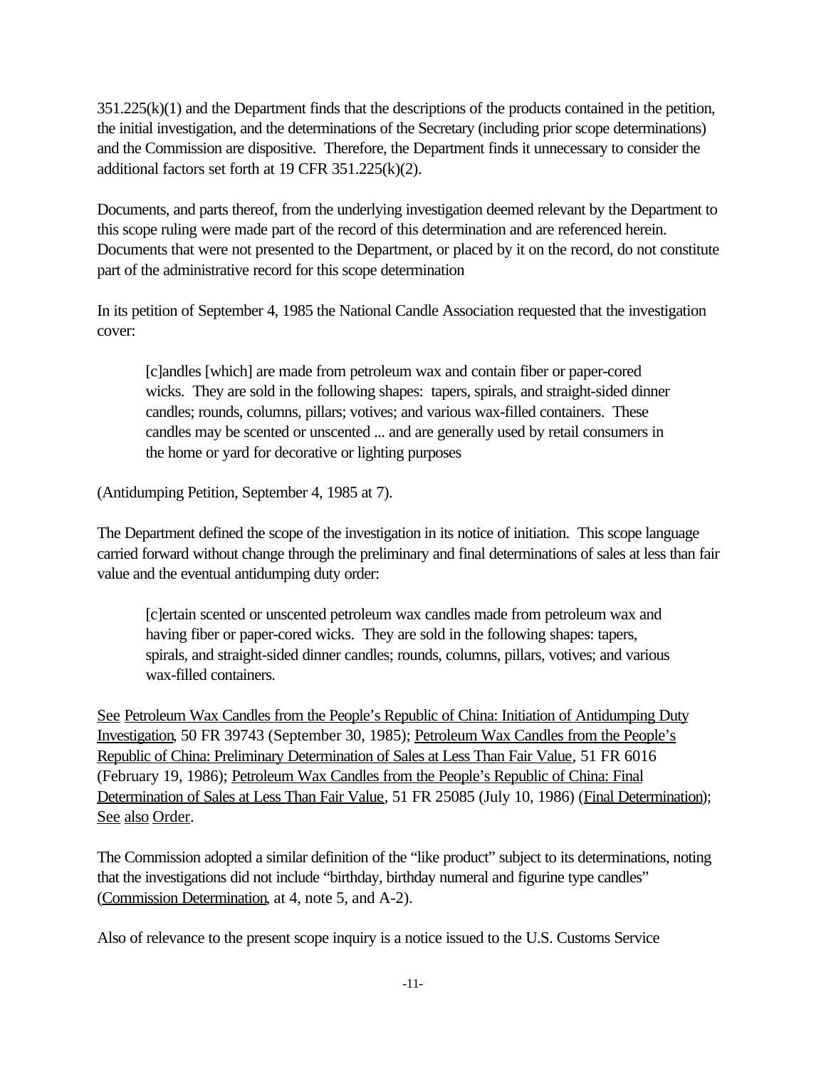351.225(k)(1) and the Department finds that the descriptions of the products contained in the petition, the initial investigation, and the determinations of the Secretary (including prior scope determinations) and the Commission are dispositive. Therefore, the Department finds it unnecessary to consider the additional factors set forth at 19 CFR 351.225(k)(2).

Documents, and parts thereof, from the underlying investigation deemed relevant by the Department to this scope ruling were made part of the record of this determination and are referenced herein. Documents that were not presented to the Department, or placed by it on the record, do not constitute part of the administrative record for this scope determination

In its petition of September 4, 1985 the National Candle Association requested that the investigation cover:

> [c]andles [which] are made from petroleum wax and contain fiber or paper-cored wicks. They are sold in the following shapes: tapers, spirals, and straight-sided dinner candles; rounds, columns, pillars; votives; and various wax-filled containers. These candles may be scented or unscented ... and are generally used by retail consumers in the home or yard for decorative or lighting purposes

(Antidumping Petition, September 4, 1985 at 7).

The Department defined the scope of the investigation in its notice of initiation. This scope language carried forward without change through the preliminary and final determinations of sales at less than fair value and the eventual antidumping duty order:

> [c]ertain scented or unscented petroleum wax candles made from petroleum wax and having fiber or paper-cored wicks. They are sold in the following shapes: tapers, spirals, and straight-sided dinner candles; rounds, columns, pillars, votives; and various wax-filled containers.

<u>See</u> <u>Petroleum Wax Candles from the People's Republic of China: Initiation of Antidumping Duty Investigation</u>, 50 FR 39743 (September 30, 1985); <u>Petroleum Wax Candles from the People's Republic of China: Preliminary Determination of Sales at Less Than Fair Value</u>, 51 FR 6016 (February 19, 1986); <u>Petroleum Wax Candles from the People's Republic of China: Final Determination of Sales at Less Than Fair Value</u>, 51 FR 25085 (July 10, 1986) (<u>Final Determination</u>); <u>See</u> <u>also</u> <u>Order</u>.

The Commission adopted a similar definition of the "like product" subject to its determinations, noting that the investigations did not include "birthday, birthday numeral and figurine type candles" (<u>Commission Determination</u>, at 4, note 5, and A-2).

Also of relevance to the present scope inquiry is a notice issued to the U.S. Customs Service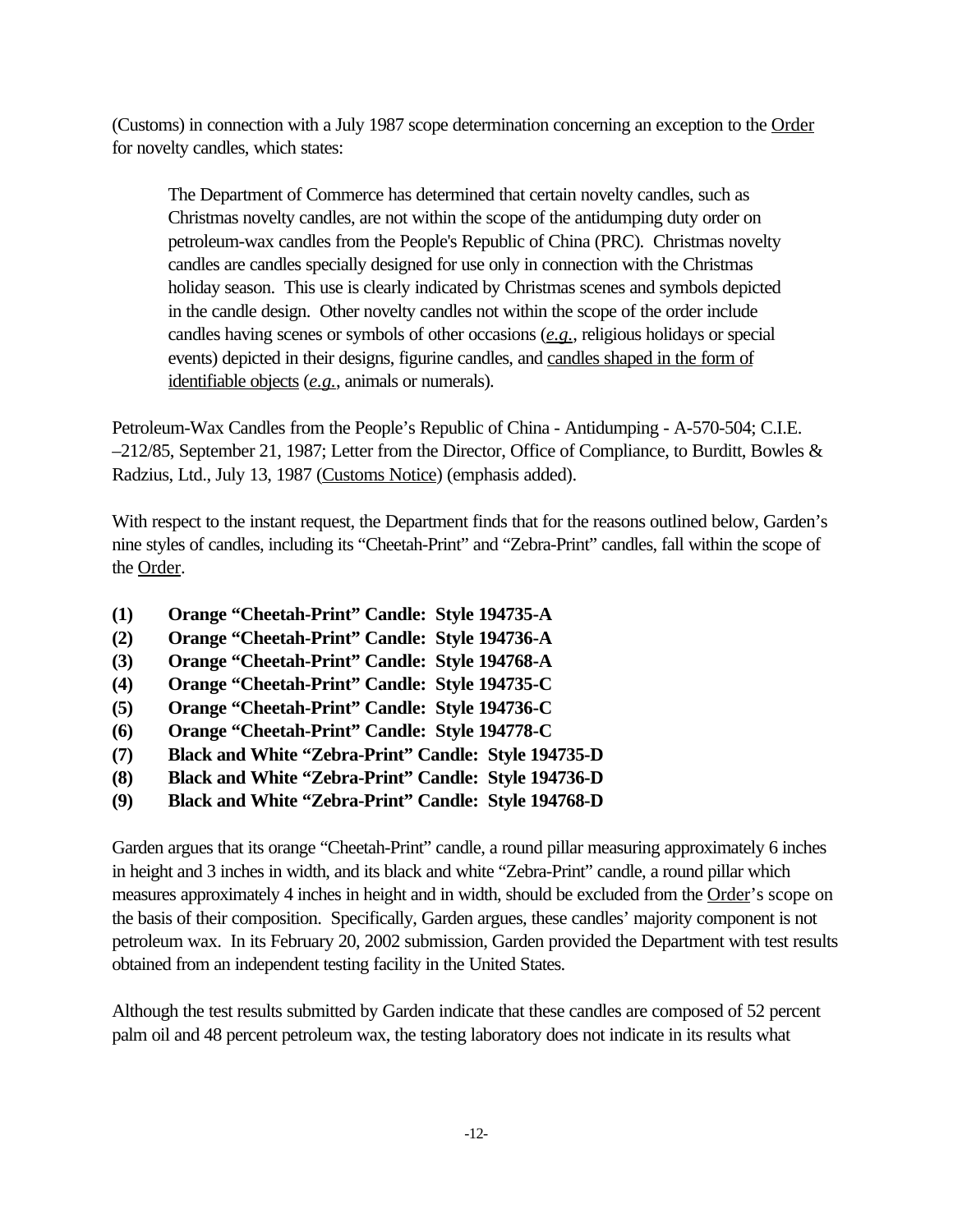(Customs) in connection with a July 1987 scope determination concerning an exception to the <u>Order</u> for novelty candles, which states:

> The Department of Commerce has determined that certain novelty candles, such as Christmas novelty candles, are not within the scope of the antidumping duty order on petroleum-wax candles from the People's Republic of China (PRC). Christmas novelty candles are candles specially designed for use only in connection with the Christmas holiday season. This use is clearly indicated by Christmas scenes and symbols depicted in the candle design. Other novelty candles not within the scope of the order include candles having scenes or symbols of other occasions (*e.g.*, religious holidays or special events) depicted in their designs, figurine candles, and <u>candles shaped in the form of identifiable objects</u> (*e.g.*, animals or numerals).

Petroleum-Wax Candles from the People's Republic of China - Antidumping - A-570-504; C.I.E. –212/85, September 21, 1987; Letter from the Director, Office of Compliance, to Burditt, Bowles & Radzius, Ltd., July 13, 1987 (<u>Customs Notice</u>) (emphasis added).

With respect to the instant request, the Department finds that for the reasons outlined below, Garden's nine styles of candles, including its "Cheetah-Print" and "Zebra-Print" candles, fall within the scope of the <u>Order</u>.

**(1) Orange "Cheetah-Print" Candle: Style 194735-A**
**(2) Orange "Cheetah-Print" Candle: Style 194736-A**
**(3) Orange "Cheetah-Print" Candle: Style 194768-A**
**(4) Orange "Cheetah-Print" Candle: Style 194735-C**
**(5) Orange "Cheetah-Print" Candle: Style 194736-C**
**(6) Orange "Cheetah-Print" Candle: Style 194778-C**
**(7) Black and White "Zebra-Print" Candle: Style 194735-D**
**(8) Black and White "Zebra-Print" Candle: Style 194736-D**
**(9) Black and White "Zebra-Print" Candle: Style 194768-D**

Garden argues that its orange "Cheetah-Print" candle, a round pillar measuring approximately 6 inches in height and 3 inches in width, and its black and white "Zebra-Print" candle, a round pillar which measures approximately 4 inches in height and in width, should be excluded from the <u>Order</u>'s scope on the basis of their composition. Specifically, Garden argues, these candles' majority component is not petroleum wax. In its February 20, 2002 submission, Garden provided the Department with test results obtained from an independent testing facility in the United States.

Although the test results submitted by Garden indicate that these candles are composed of 52 percent palm oil and 48 percent petroleum wax, the testing laboratory does not indicate in its results what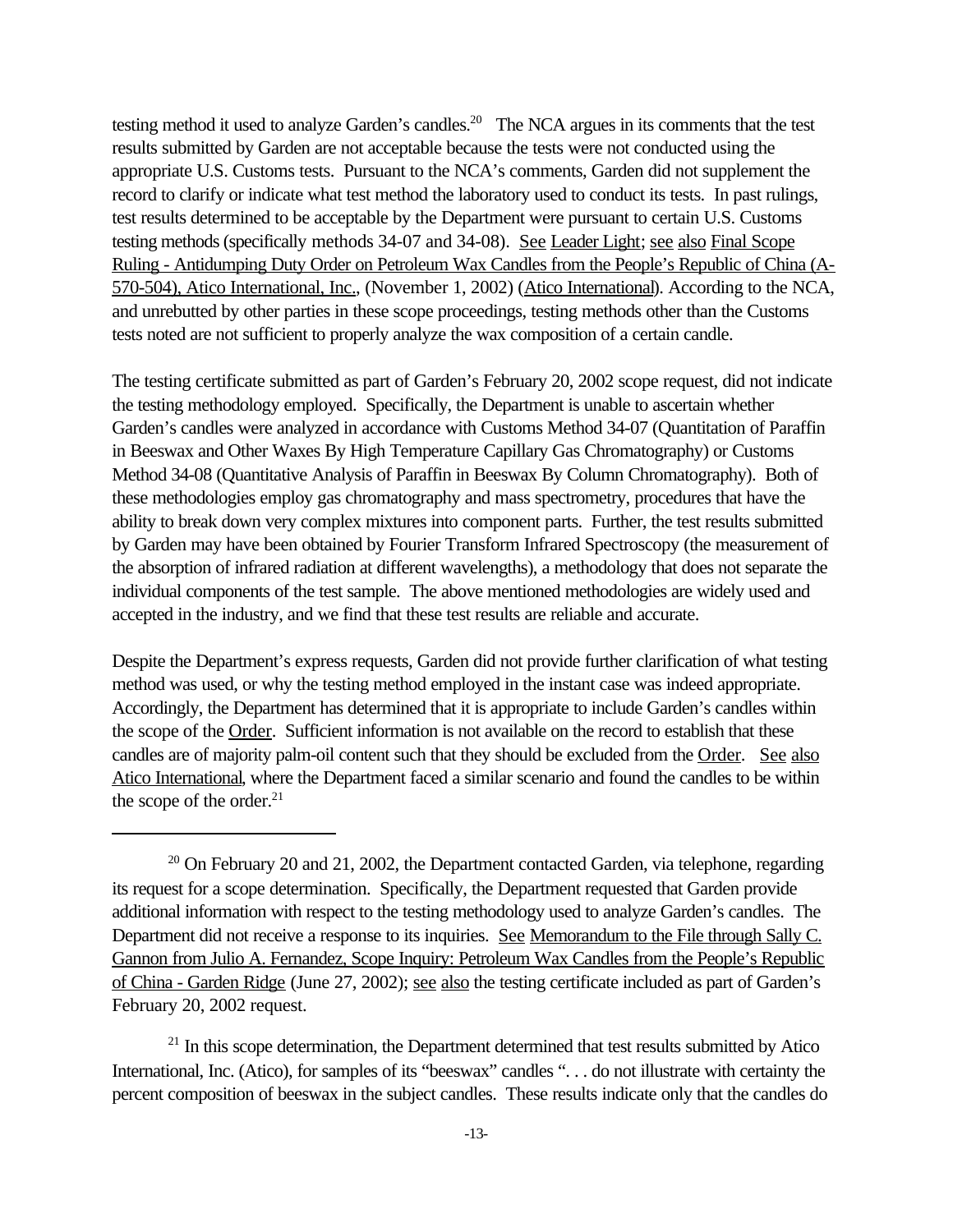testing method it used to analyze Garden's candles.[20] The NCA argues in its comments that the test results submitted by Garden are not acceptable because the tests were not conducted using the appropriate U.S. Customs tests. Pursuant to the NCA's comments, Garden did not supplement the record to clarify or indicate what test method the laboratory used to conduct its tests. In past rulings, test results determined to be acceptable by the Department were pursuant to certain U.S. Customs testing methods (specifically methods 34-07 and 34-08). See Leader Light; see also Final Scope Ruling - Antidumping Duty Order on Petroleum Wax Candles from the People's Republic of China (A-570-504), Atico International, Inc., (November 1, 2002) (Atico International). According to the NCA, and unrebutted by other parties in these scope proceedings, testing methods other than the Customs tests noted are not sufficient to properly analyze the wax composition of a certain candle.

The testing certificate submitted as part of Garden's February 20, 2002 scope request, did not indicate the testing methodology employed. Specifically, the Department is unable to ascertain whether Garden's candles were analyzed in accordance with Customs Method 34-07 (Quantitation of Paraffin in Beeswax and Other Waxes By High Temperature Capillary Gas Chromatography) or Customs Method 34-08 (Quantitative Analysis of Paraffin in Beeswax By Column Chromatography). Both of these methodologies employ gas chromatography and mass spectrometry, procedures that have the ability to break down very complex mixtures into component parts. Further, the test results submitted by Garden may have been obtained by Fourier Transform Infrared Spectroscopy (the measurement of the absorption of infrared radiation at different wavelengths), a methodology that does not separate the individual components of the test sample. The above mentioned methodologies are widely used and accepted in the industry, and we find that these test results are reliable and accurate.

Despite the Department's express requests, Garden did not provide further clarification of what testing method was used, or why the testing method employed in the instant case was indeed appropriate. Accordingly, the Department has determined that it is appropriate to include Garden's candles within the scope of the Order. Sufficient information is not available on the record to establish that these candles are of majority palm-oil content such that they should be excluded from the Order. See also Atico International, where the Department faced a similar scenario and found the candles to be within the scope of the order.[21]

---

[20] On February 20 and 21, 2002, the Department contacted Garden, via telephone, regarding its request for a scope determination. Specifically, the Department requested that Garden provide additional information with respect to the testing methodology used to analyze Garden's candles. The Department did not receive a response to its inquiries. See Memorandum to the File through Sally C. Gannon from Julio A. Fernandez, Scope Inquiry: Petroleum Wax Candles from the People's Republic of China - Garden Ridge (June 27, 2002); see also the testing certificate included as part of Garden's February 20, 2002 request.

[21] In this scope determination, the Department determined that test results submitted by Atico International, Inc. (Atico), for samples of its "beeswax" candles ". . . do not illustrate with certainty the percent composition of beeswax in the subject candles. These results indicate only that the candles do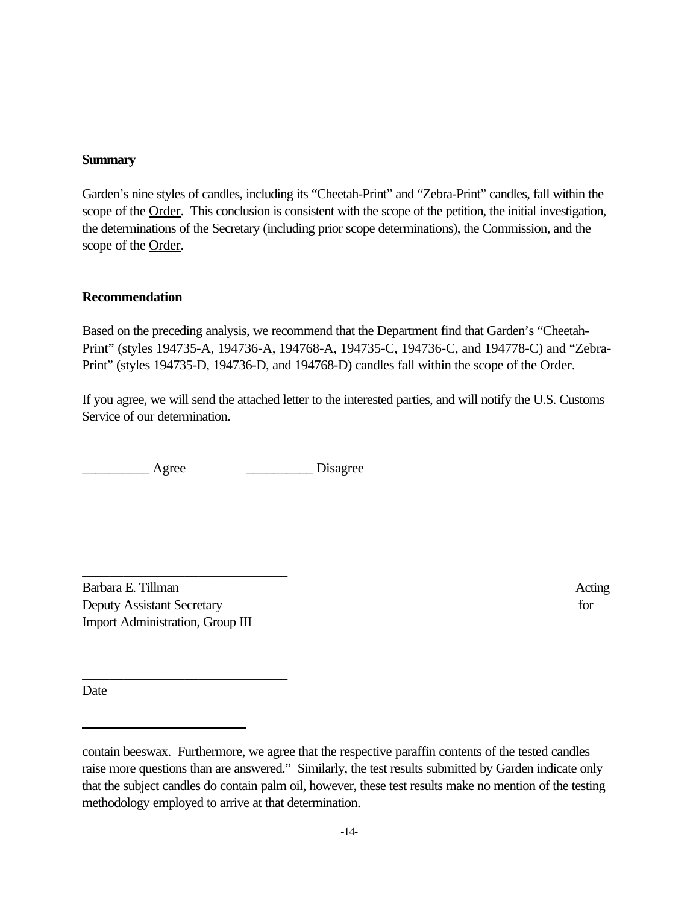**Summary**

Garden's nine styles of candles, including its "Cheetah-Print" and "Zebra-Print" candles, fall within the scope of the Order. This conclusion is consistent with the scope of the petition, the initial investigation, the determinations of the Secretary (including prior scope determinations), the Commission, and the scope of the Order.

**Recommendation**

Based on the preceding analysis, we recommend that the Department find that Garden's "Cheetah-Print" (styles 194735-A, 194736-A, 194768-A, 194735-C, 194736-C, and 194778-C) and "Zebra-Print" (styles 194735-D, 194736-D, and 194768-D) candles fall within the scope of the Order.

If you agree, we will send the attached letter to the interested parties, and will notify the U.S. Customs Service of our determination.

__________ Agree                __________ Disagree

_______________________________
Barbara E. Tillman
Acting Deputy Assistant Secretary for Import Administration, Group III

_______________________________
Date

---

contain beeswax. Furthermore, we agree that the respective paraffin contents of the tested candles raise more questions than are answered." Similarly, the test results submitted by Garden indicate only that the subject candles do contain palm oil, however, these test results make no mention of the testing methodology employed to arrive at that determination.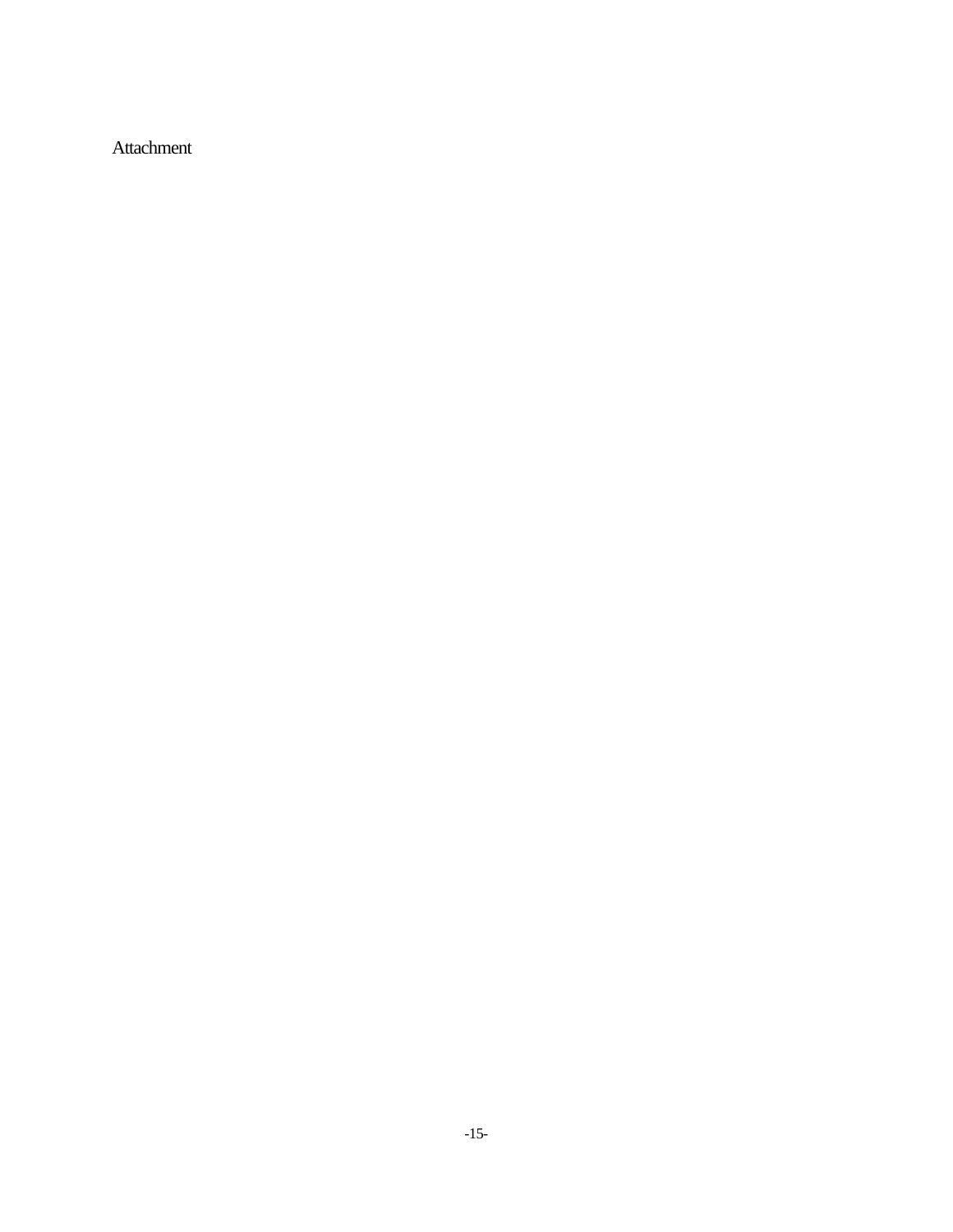Attachment